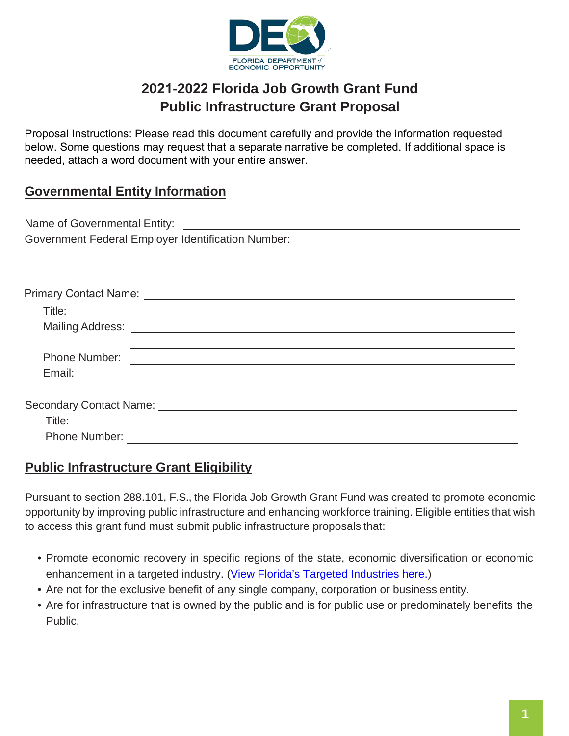# 2021-2022 Florida Job Growth Grant Fund
# Public Infrastructure Grant Proposal

Proposal Instructions: Please read this document carefully and provide the information requested below. Some questions may request that a separate narrative be completed. If additional space is needed, attach a word document with your entire answer.

## Governmental Entity Information

Name of Governmental Entity: ______________________________

Government Federal Employer Identification Number: ______________________________

Primary Contact Name: ______________________________

Title: ______________________________

Mailing Address: ______________________________

______________________________

Phone Number: ______________________________

Email: ______________________________

Secondary Contact Name: ______________________________

Title: ______________________________

Phone Number: ______________________________

## Public Infrastructure Grant Eligibility

Pursuant to section 288.101, F.S., the Florida Job Growth Grant Fund was created to promote economic opportunity by improving public infrastructure and enhancing workforce training. Eligible entities that wish to access this grant fund must submit public infrastructure proposals that:

- Promote economic recovery in specific regions of the state, economic diversification or economic enhancement in a targeted industry. (View Florida's Targeted Industries here.)
- Are not for the exclusive benefit of any single company, corporation or business entity.
- Are for infrastructure that is owned by the public and is for public use or predominately benefits the Public.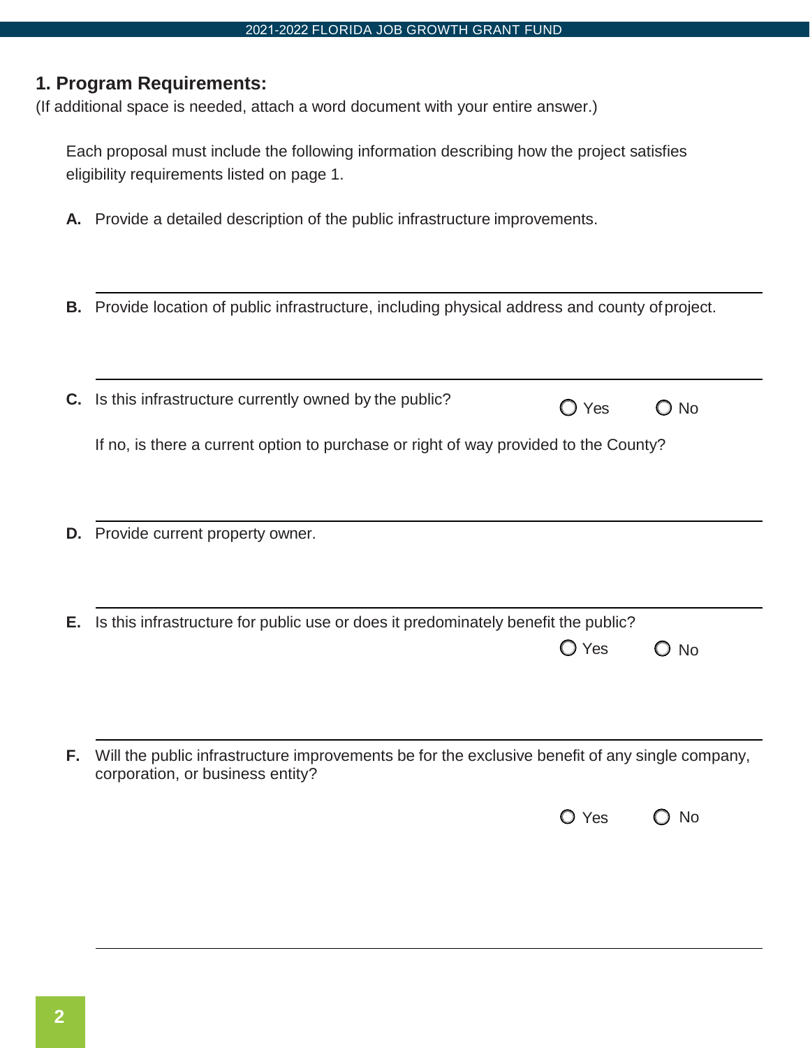## 1. Program Requirements:

(If additional space is needed, attach a word document with your entire answer.)

Each proposal must include the following information describing how the project satisfies eligibility requirements listed on page 1.

**A.** Provide a detailed description of the public infrastructure improvements.

**B.** Provide location of public infrastructure, including physical address and county of project.

**C.** Is this infrastructure currently owned by the public? ○ Yes ○ No

If no, is there a current option to purchase or right of way provided to the County?

**D.** Provide current property owner.

**E.** Is this infrastructure for public use or does it predominately benefit the public?

○ Yes ○ No

**F.** Will the public infrastructure improvements be for the exclusive benefit of any single company, corporation, or business entity?

○ Yes ○ No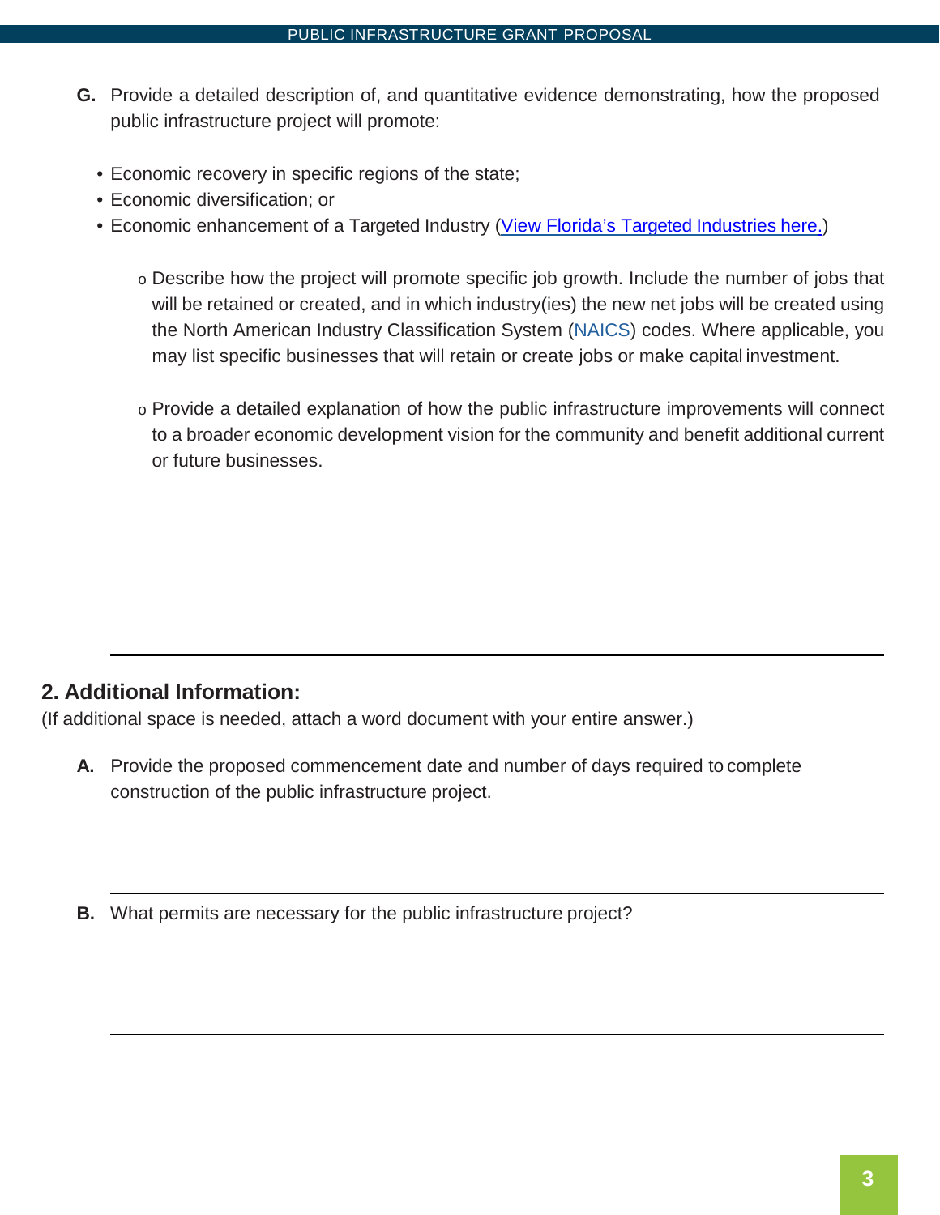**G.** Provide a detailed description of, and quantitative evidence demonstrating, how the proposed public infrastructure project will promote:

- Economic recovery in specific regions of the state;
- Economic diversification; or
- Economic enhancement of a Targeted Industry (View Florida's Targeted Industries here.)
  - Describe how the project will promote specific job growth. Include the number of jobs that will be retained or created, and in which industry(ies) the new net jobs will be created using the North American Industry Classification System (NAICS) codes. Where applicable, you may list specific businesses that will retain or create jobs or make capital investment.
  - Provide a detailed explanation of how the public infrastructure improvements will connect to a broader economic development vision for the community and benefit additional current or future businesses.

---

## 2. Additional Information:

(If additional space is needed, attach a word document with your entire answer.)

**A.** Provide the proposed commencement date and number of days required to complete construction of the public infrastructure project.

---

**B.** What permits are necessary for the public infrastructure project?

---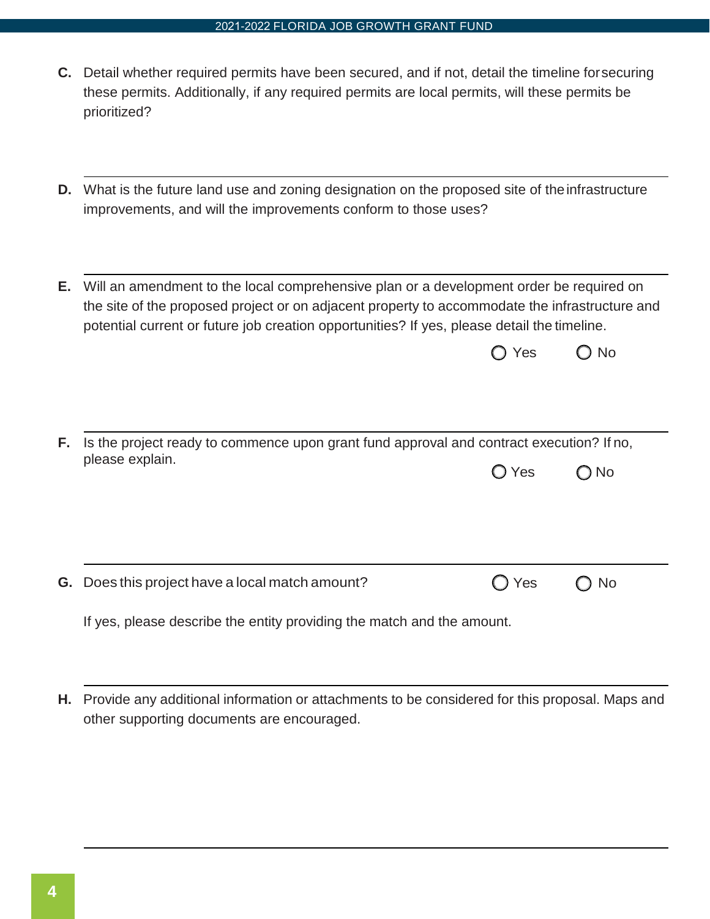**C.** Detail whether required permits have been secured, and if not, detail the timeline for securing these permits. Additionally, if any required permits are local permits, will these permits be prioritized?

---

**D.** What is the future land use and zoning designation on the proposed site of the infrastructure improvements, and will the improvements conform to those uses?

---

**E.** Will an amendment to the local comprehensive plan or a development order be required on the site of the proposed project or on adjacent property to accommodate the infrastructure and potential current or future job creation opportunities? If yes, please detail the timeline.

○ Yes ○ No

---

**F.** Is the project ready to commence upon grant fund approval and contract execution? If no, please explain.

○ Yes ○ No

---

**G.** Does this project have a local match amount?

○ Yes ○ No

If yes, please describe the entity providing the match and the amount.

---

**H.** Provide any additional information or attachments to be considered for this proposal. Maps and other supporting documents are encouraged.

---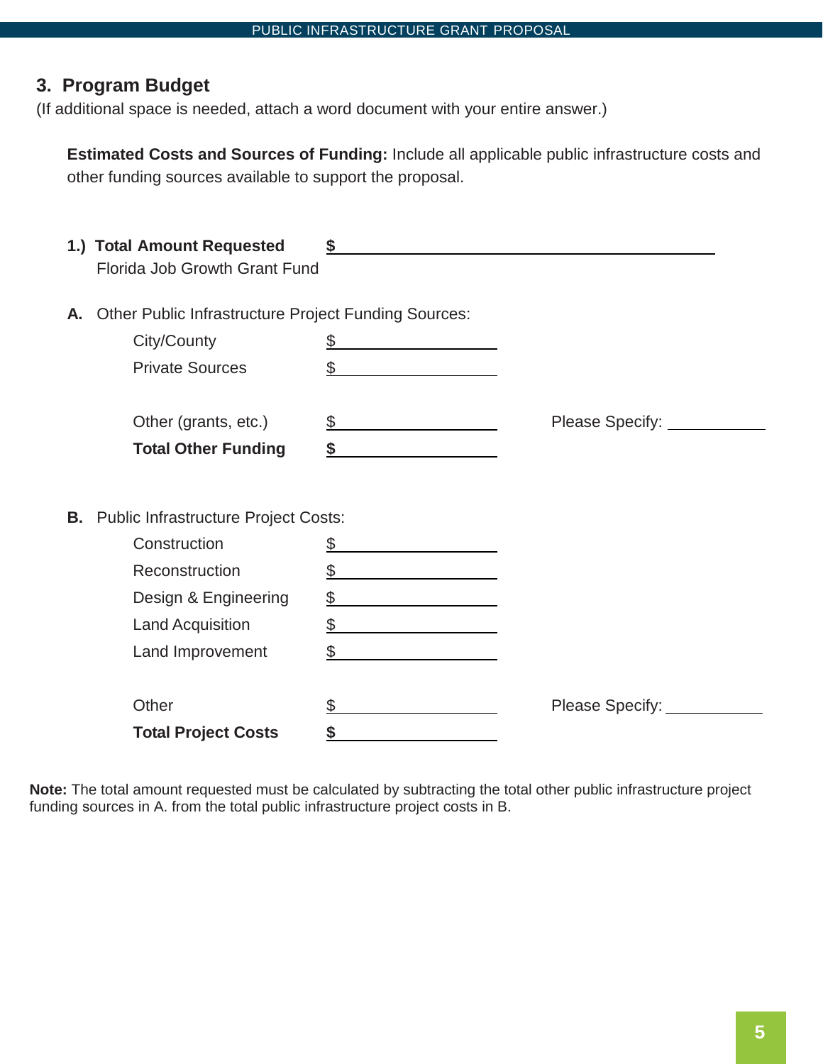## 3. Program Budget

(If additional space is needed, attach a word document with your entire answer.)

**Estimated Costs and Sources of Funding:** Include all applicable public infrastructure costs and other funding sources available to support the proposal.

**1.) Total Amount Requested** **$** ______________________________
Florida Job Growth Grant Fund

**A.** Other Public Infrastructure Project Funding Sources:

| | | |
|---|---|---|
| City/County | $ ____________ | |
| Private Sources | $ ____________ | |
| Other (grants, etc.) | $ ____________ | Please Specify: ____________ |
| **Total Other Funding** | **$** ____________ | |

**B.** Public Infrastructure Project Costs:

| | | |
|---|---|---|
| Construction | $ ____________ | |
| Reconstruction | $ ____________ | |
| Design & Engineering | $ ____________ | |
| Land Acquisition | $ ____________ | |
| Land Improvement | $ ____________ | |
| Other | $ ____________ | Please Specify: ____________ |
| **Total Project Costs** | **$** ____________ | |

**Note:** The total amount requested must be calculated by subtracting the total other public infrastructure project funding sources in A. from the total public infrastructure project costs in B.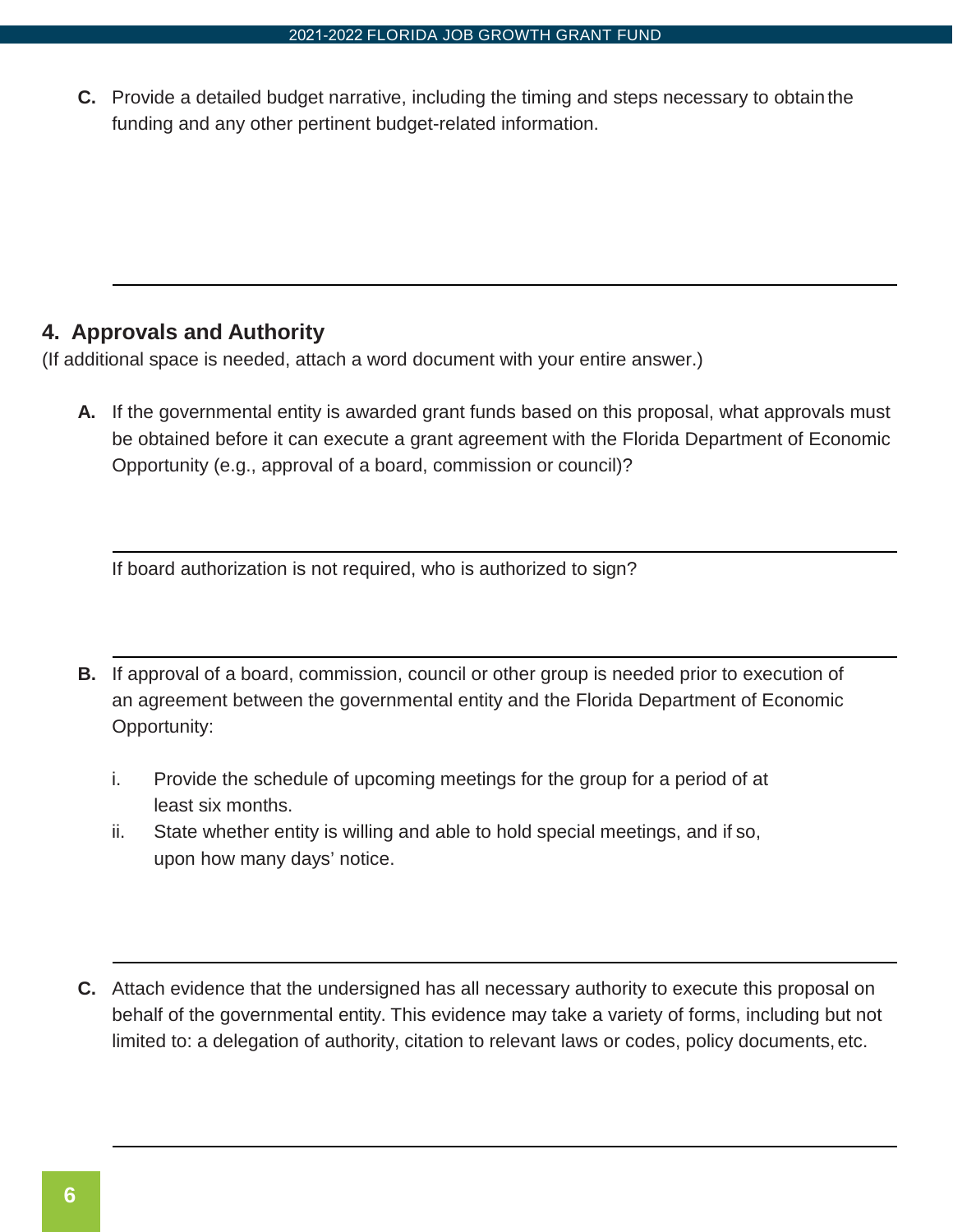C. Provide a detailed budget narrative, including the timing and steps necessary to obtain the funding and any other pertinent budget-related information.

---

## 4. Approvals and Authority

(If additional space is needed, attach a word document with your entire answer.)

A. If the governmental entity is awarded grant funds based on this proposal, what approvals must be obtained before it can execute a grant agreement with the Florida Department of Economic Opportunity (e.g., approval of a board, commission or council)?

---

If board authorization is not required, who is authorized to sign?

---

B. If approval of a board, commission, council or other group is needed prior to execution of an agreement between the governmental entity and the Florida Department of Economic Opportunity:

i. Provide the schedule of upcoming meetings for the group for a period of at least six months.

ii. State whether entity is willing and able to hold special meetings, and if so, upon how many days' notice.

---

C. Attach evidence that the undersigned has all necessary authority to execute this proposal on behalf of the governmental entity. This evidence may take a variety of forms, including but not limited to: a delegation of authority, citation to relevant laws or codes, policy documents, etc.

---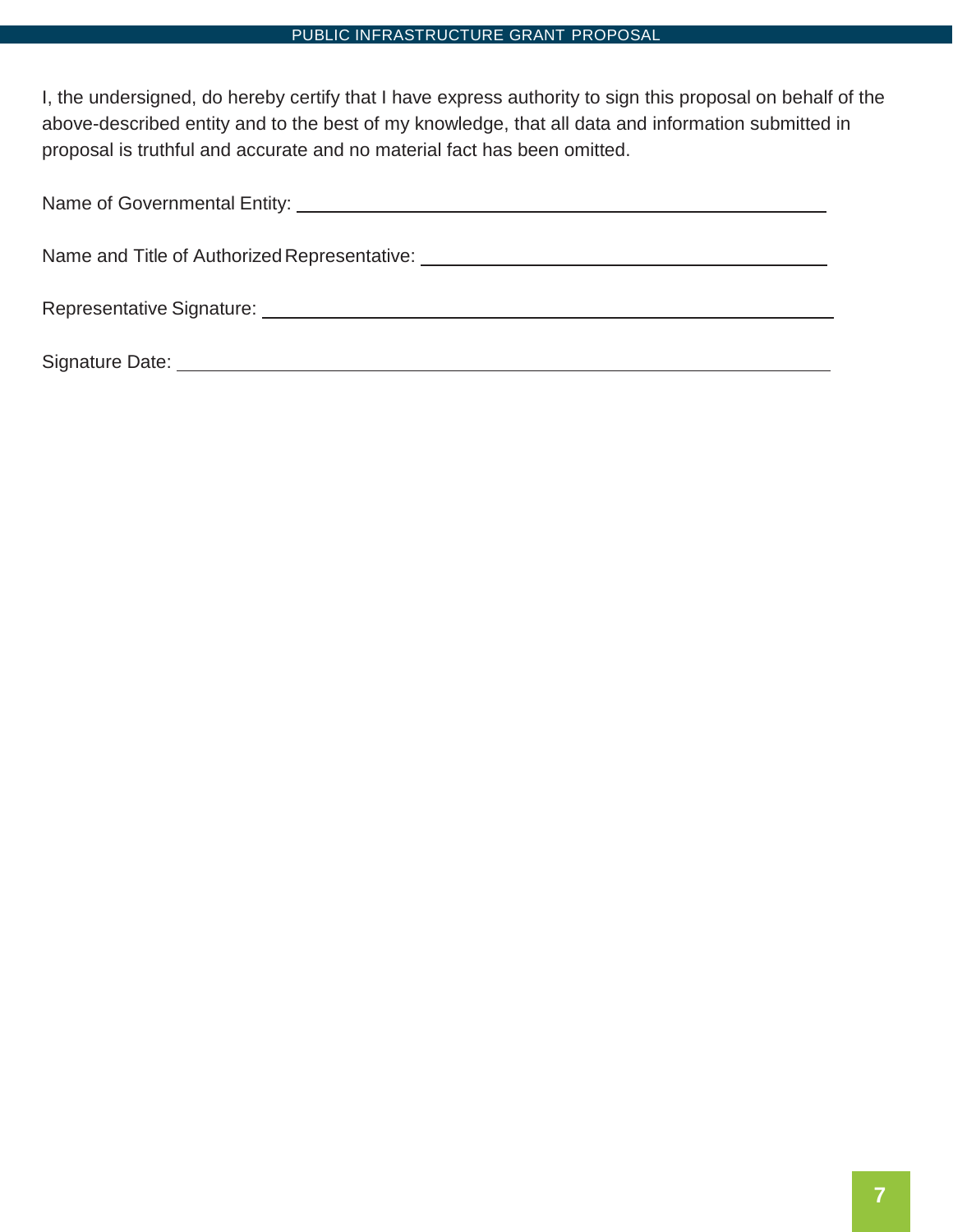I, the undersigned, do hereby certify that I have express authority to sign this proposal on behalf of the above-described entity and to the best of my knowledge, that all data and information submitted in proposal is truthful and accurate and no material fact has been omitted.

Name of Governmental Entity: ______________________________________________

Name and Title of Authorized Representative: ______________________________________

Representative Signature: ______________________________________________

Signature Date: ______________________________________________